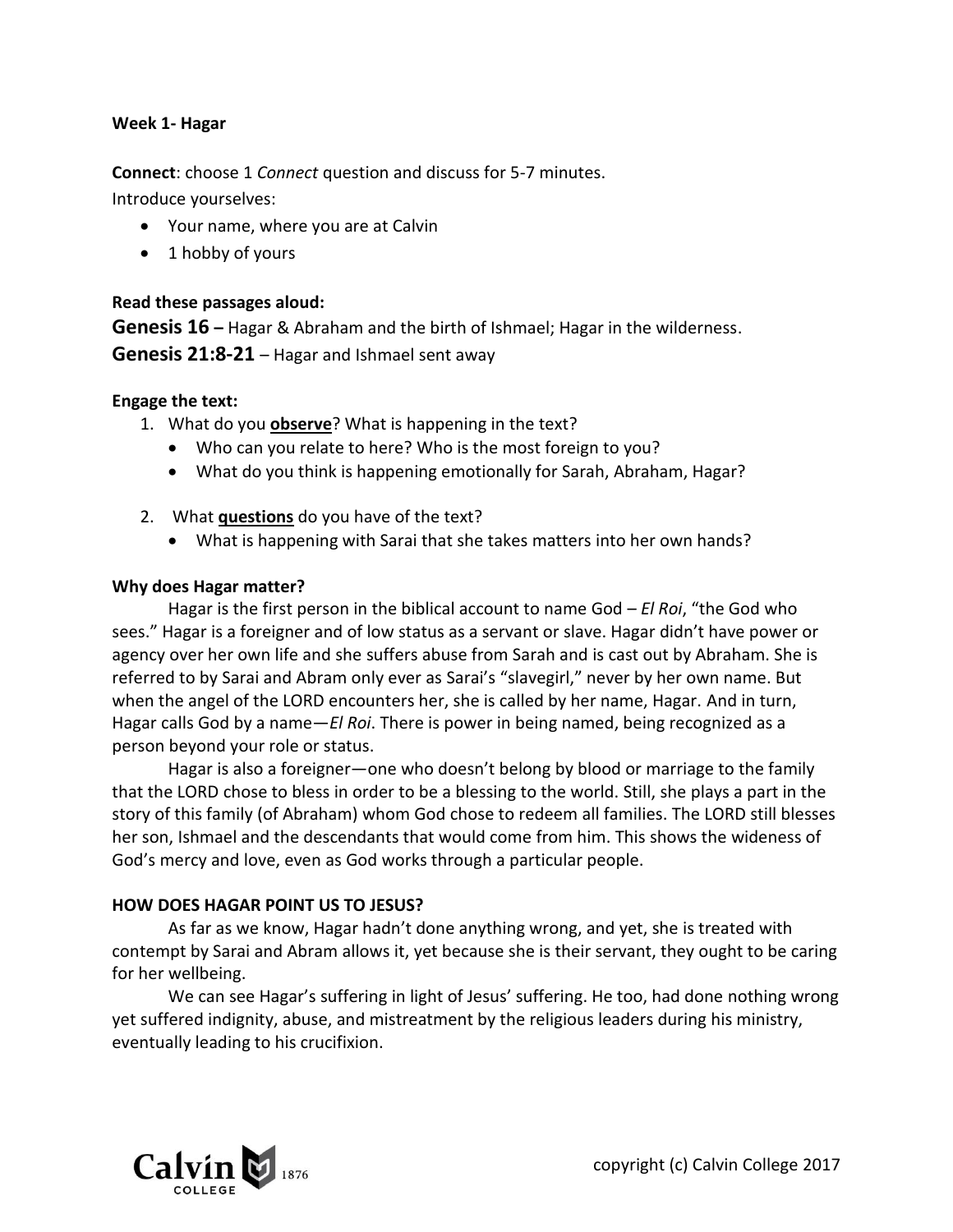**Week 1- Hagar**

**Connect**: choose 1 *Connect* question and discuss for 5-7 minutes.
Introduce yourselves:

- Your name, where you are at Calvin
- 1 hobby of yours

**Read these passages aloud:**

**Genesis 16 –** Hagar & Abraham and the birth of Ishmael; Hagar in the wilderness.
**Genesis 21:8-21** – Hagar and Ishmael sent away

**Engage the text:**

1. What do you **observe**? What is happening in the text?
   - Who can you relate to here? Who is the most foreign to you?
   - What do you think is happening emotionally for Sarah, Abraham, Hagar?

2. What **questions** do you have of the text?
   - What is happening with Sarai that she takes matters into her own hands?

**Why does Hagar matter?**

Hagar is the first person in the biblical account to name God – *El Roi*, "the God who sees." Hagar is a foreigner and of low status as a servant or slave. Hagar didn't have power or agency over her own life and she suffers abuse from Sarah and is cast out by Abraham. She is referred to by Sarai and Abram only ever as Sarai's "slavegirl," never by her own name. But when the angel of the LORD encounters her, she is called by her name, Hagar. And in turn, Hagar calls God by a name—*El Roi*. There is power in being named, being recognized as a person beyond your role or status.

Hagar is also a foreigner—one who doesn't belong by blood or marriage to the family that the LORD chose to bless in order to be a blessing to the world. Still, she plays a part in the story of this family (of Abraham) whom God chose to redeem all families. The LORD still blesses her son, Ishmael and the descendants that would come from him. This shows the wideness of God's mercy and love, even as God works through a particular people.

**HOW DOES HAGAR POINT US TO JESUS?**

As far as we know, Hagar hadn't done anything wrong, and yet, she is treated with contempt by Sarai and Abram allows it, yet because she is their servant, they ought to be caring for her wellbeing.

We can see Hagar's suffering in light of Jesus' suffering. He too, had done nothing wrong yet suffered indignity, abuse, and mistreatment by the religious leaders during his ministry, eventually leading to his crucifixion.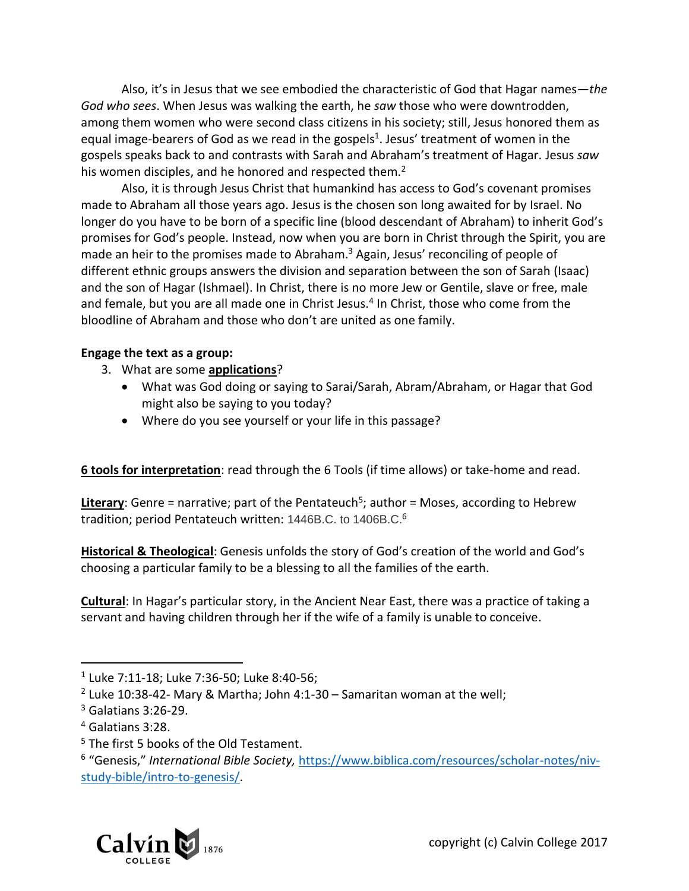Also, it's in Jesus that we see embodied the characteristic of God that Hagar names—*the God who sees*. When Jesus was walking the earth, he *saw* those who were downtrodden, among them women who were second class citizens in his society; still, Jesus honored them as equal image-bearers of God as we read in the gospels[1]. Jesus' treatment of women in the gospels speaks back to and contrasts with Sarah and Abraham's treatment of Hagar. Jesus *saw* his women disciples, and he honored and respected them.[2]

Also, it is through Jesus Christ that humankind has access to God's covenant promises made to Abraham all those years ago. Jesus is the chosen son long awaited for by Israel. No longer do you have to be born of a specific line (blood descendant of Abraham) to inherit God's promises for God's people. Instead, now when you are born in Christ through the Spirit, you are made an heir to the promises made to Abraham.[3] Again, Jesus' reconciling of people of different ethnic groups answers the division and separation between the son of Sarah (Isaac) and the son of Hagar (Ishmael). In Christ, there is no more Jew or Gentile, slave or free, male and female, but you are all made one in Christ Jesus.[4] In Christ, those who come from the bloodline of Abraham and those who don't are united as one family.

**Engage the text as a group:**

3. What are some **applications**?
   - What was God doing or saying to Sarai/Sarah, Abram/Abraham, or Hagar that God might also be saying to you today?
   - Where do you see yourself or your life in this passage?

**6 tools for interpretation**: read through the 6 Tools (if time allows) or take-home and read.

**Literary**: Genre = narrative; part of the Pentateuch[5]; author = Moses, according to Hebrew tradition; period Pentateuch written: 1446B.C. to 1406B.C.[6]

**Historical & Theological**: Genesis unfolds the story of God's creation of the world and God's choosing a particular family to be a blessing to all the families of the earth.

**Cultural**: In Hagar's particular story, in the Ancient Near East, there was a practice of taking a servant and having children through her if the wife of a family is unable to conceive.

---

[1] Luke 7:11-18; Luke 7:36-50; Luke 8:40-56;

[2] Luke 10:38-42- Mary & Martha; John 4:1-30 – Samaritan woman at the well;

[3] Galatians 3:26-29.

[4] Galatians 3:28.

[5] The first 5 books of the Old Testament.

[6] "Genesis," *International Bible Society,* https://www.biblica.com/resources/scholar-notes/niv-study-bible/intro-to-genesis/.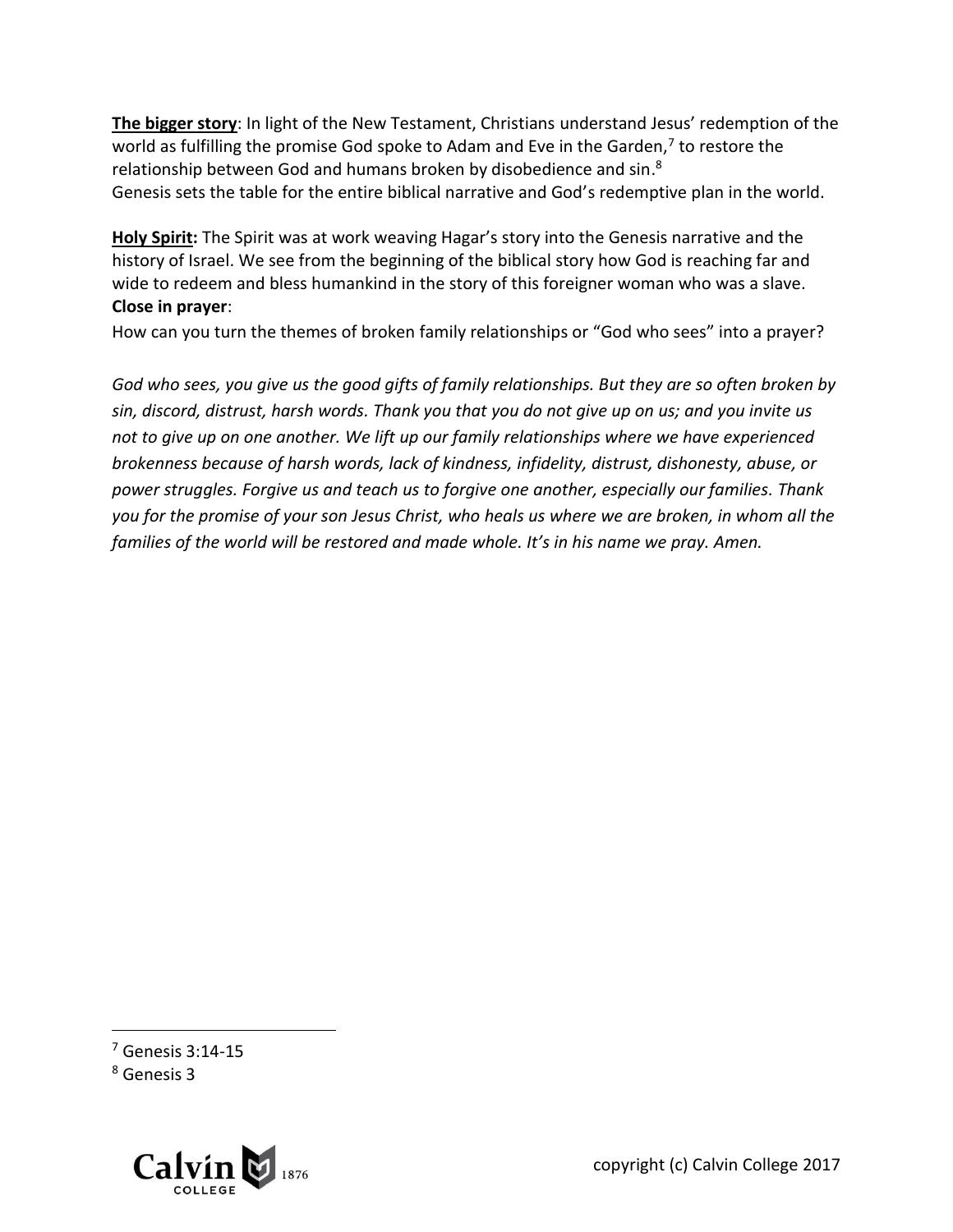**The bigger story**: In light of the New Testament, Christians understand Jesus' redemption of the world as fulfilling the promise God spoke to Adam and Eve in the Garden,[7] to restore the relationship between God and humans broken by disobedience and sin.[8]
Genesis sets the table for the entire biblical narrative and God's redemptive plan in the world.

**Holy Spirit:** The Spirit was at work weaving Hagar's story into the Genesis narrative and the history of Israel. We see from the beginning of the biblical story how God is reaching far and wide to redeem and bless humankind in the story of this foreigner woman who was a slave.
**Close in prayer**:
How can you turn the themes of broken family relationships or "God who sees" into a prayer?

*God who sees, you give us the good gifts of family relationships. But they are so often broken by sin, discord, distrust, harsh words. Thank you that you do not give up on us; and you invite us not to give up on one another. We lift up our family relationships where we have experienced brokenness because of harsh words, lack of kindness, infidelity, distrust, dishonesty, abuse, or power struggles. Forgive us and teach us to forgive one another, especially our families. Thank you for the promise of your son Jesus Christ, who heals us where we are broken, in whom all the families of the world will be restored and made whole. It's in his name we pray. Amen.*

---

[7] Genesis 3:14-15
[8] Genesis 3

copyright (c) Calvin College 2017